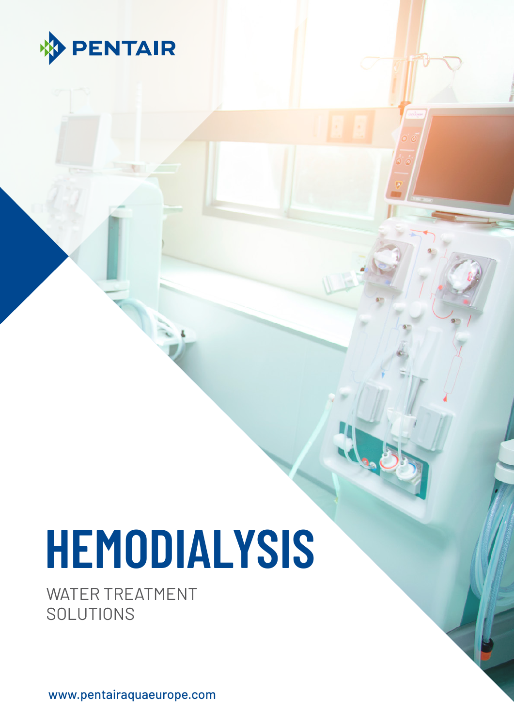PENTAIR

# HEMODIALYSIS

WATER TREATMENT
SOLUTIONS

www.pentairaquaeurope.com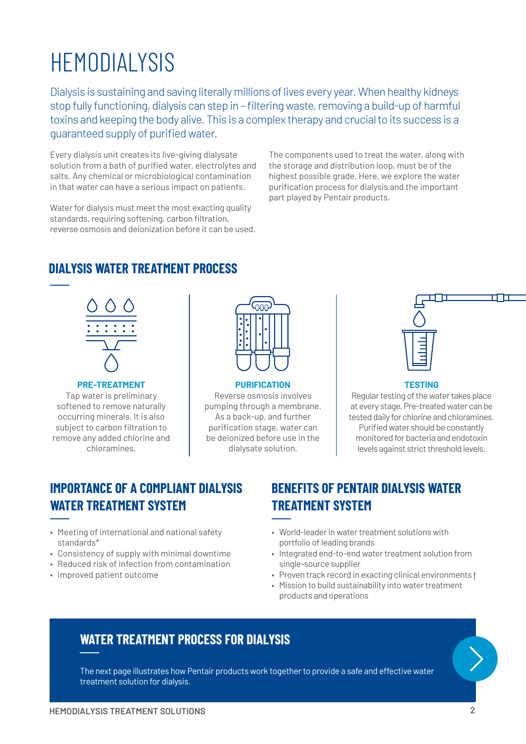# HEMODIALYSIS

Dialysis is sustaining and saving literally millions of lives every year. When healthy kidneys stop fully functioning, dialysis can step in – filtering waste, removing a build-up of harmful toxins and keeping the body alive. This is a complex therapy and crucial to its success is a guaranteed supply of purified water.

Every dialysis unit creates its live-giving dialysate solution from a bath of purified water, electrolytes and salts. Any chemical or microbiological contamination in that water can have a serious impact on patients.

Water for dialysis must meet the most exacting quality standards, requiring softening, carbon filtration, reverse osmosis and deionization before it can be used.

The components used to treat the water, along with the storage and distribution loop, must be of the highest possible grade. Here, we explore the water purification process for dialysis and the important part played by Pentair products.

## DIALYSIS WATER TREATMENT PROCESS

### PRE-TREATMENT

Tap water is preliminary softened to remove naturally occurring minerals. It is also subject to carbon filtration to remove any added chlorine and chloramines.

### PURIFICATION

Reverse osmosis involves pumping through a membrane. As a back-up, and further purification stage, water can be deionized before use in the dialysate solution.

### TESTING

Regular testing of the water takes place at every stage. Pre-treated water can be tested daily for chlorine and chloramines. Purified water should be constantly monitored for bacteria and endotoxin levels against strict threshold levels.

## IMPORTANCE OF A COMPLIANT DIALYSIS WATER TREATMENT SYSTEM

- Meeting of international and national safety standards*
- Consistency of supply with minimal downtime
- Reduced risk of infection from contamination
- Improved patient outcome

## BENEFITS OF PENTAIR DIALYSIS WATER TREATMENT SYSTEM

- World-leader in water treatment solutions with portfolio of leading brands
- Integrated end-to-end water treatment solution from single-source supplier
- Proven track record in exacting clinical environments†
- Mission to build sustainability into water treatment products and operations

## WATER TREATMENT PROCESS FOR DIALYSIS

The next page illustrates how Pentair products work together to provide a safe and effective water treatment solution for dialysis.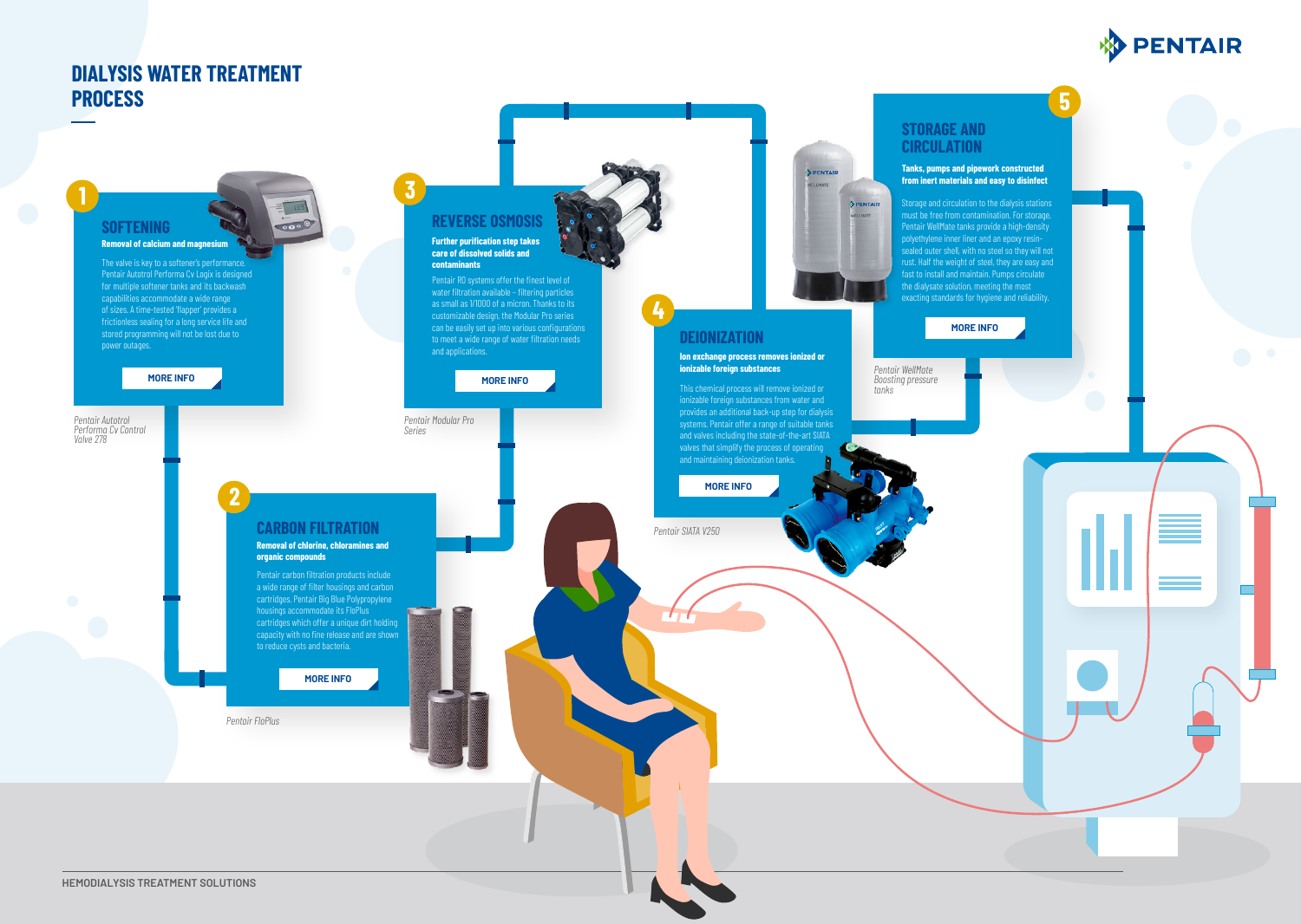# DIALYSIS WATER TREATMENT PROCESS

## 1 SOFTENING

**Removal of calcium and magnesium**

The valve is key to a softener's performance. Pentair Autotrol Performa Cv Logix is designed for multiple softener tanks and its backwash capabilities accommodate a wide range of sizes. A time-tested 'flapper' provides a frictionless sealing for a long service life and stored programming will not be lost due to power outages.

MORE INFO

*Pentair Autotrol Performa Cv Control Valve 278*

## 2 CARBON FILTRATION

**Removal of chlorine, chloramines and organic compounds**

Pentair carbon filtration products include a wide range of filter housings and carbon cartridges. Pentair Big Blue Polypropylene housings accommodate its FloPlus cartridges which offer a unique dirt holding capacity with no fine release and are shown to reduce cysts and bacteria.

MORE INFO

*Pentair FloPlus*

## 3 REVERSE OSMOSIS

**Further purification step takes care of dissolved solids and contaminants**

Pentair RO systems offer the finest level of water filtration available – filtering particles as small as 1/1000 of a micron. Thanks to its customizable design, the Modular Pro series can be easily set up into various configurations to meet a wide range of water filtration needs and applications.

MORE INFO

*Pentair Modular Pro Series*

## 4 DEIONIZATION

**Ion exchange process removes ionized or ionizable foreign substances**

This chemical process will remove ionized or ionizable foreign substances from water and provides an additional back-up step for dialysis systems. Pentair offer a range of suitable tanks and valves including the state-of-the-art SIATA valves that simplify the process of operating and maintaining deionization tanks.

MORE INFO

*Pentair SIATA V250*

## 5 STORAGE AND CIRCULATION

**Tanks, pumps and pipework constructed from inert materials and easy to disinfect**

Storage and circulation to the dialysis stations must be free from contamination. For storage, Pentair WellMate tanks provide a high-density polyethylene inner liner and an epoxy resin-sealed outer shell, with no steel so they will not rust. Half the weight of steel, they are easy and fast to install and maintain. Pumps circulate the dialysate solution, meeting the most exacting standards for hygiene and reliability.

MORE INFO

*Pentair WellMate Boosting pressure tanks*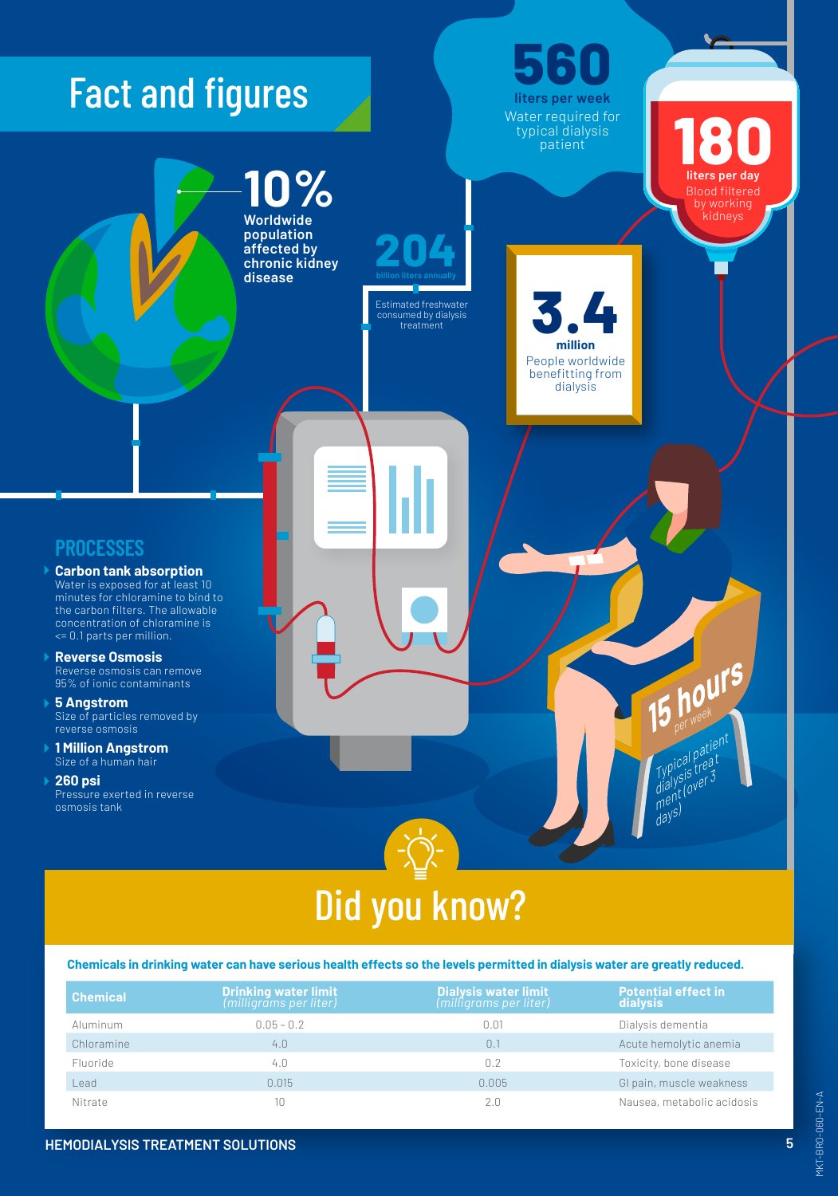# Fact and figures

**10%**
**Worldwide population affected by chronic kidney disease**

**204**
**billion liters annually**
Estimated freshwater consumed by dialysis treatment

**560**
**liters per week**
Water required for typical dialysis patient

**180**
**liters per day**
Blood filtered by working kidneys

**3.4**
**million**
People worldwide benefitting from dialysis

**15 hours**
*per week*
*Typical patient dialysis treatment (over 3 days)*

## PROCESSES

- **Carbon tank absorption**
  Water is exposed for at least 10 minutes for chloramine to bind to the carbon filters. The allowable concentration of chloramine is <= 0.1 parts per million.
- **Reverse Osmosis**
  Reverse osmosis can remove 95% of ionic contaminants
- **5 Angstrom**
  Size of particles removed by reverse osmosis
- **1 Million Angstrom**
  Size of a human hair
- **260 psi**
  Pressure exerted in reverse osmosis tank

# Did you know?

**Chemicals in drinking water can have serious health effects so the levels permitted in dialysis water are greatly reduced.**

| Chemical | Drinking water limit *(milligrams per liter)* | Dialysis water limit *(milligrams per liter)* | Potential effect in dialysis |
|---|---|---|---|
| Aluminum | 0.05 – 0.2 | 0.01 | Dialysis dementia |
| Chloramine | 4.0 | 0.1 | Acute hemolytic anemia |
| Fluoride | 4.0 | 0.2 | Toxicity, bone disease |
| Lead | 0.015 | 0.005 | GI pain, muscle weakness |
| Nitrate | 10 | 2.0 | Nausea, metabolic acidosis |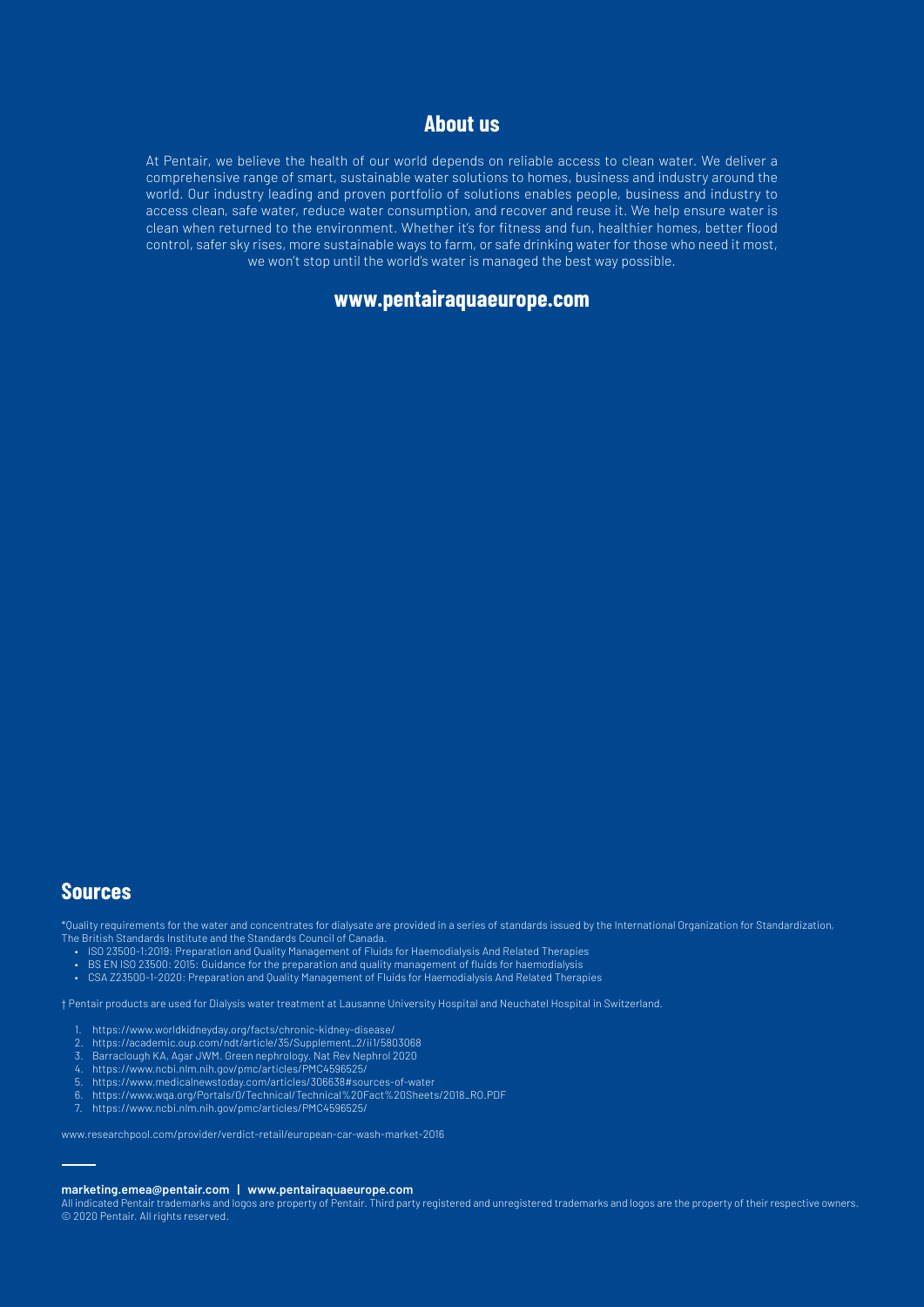## About us

At Pentair, we believe the health of our world depends on reliable access to clean water. We deliver a comprehensive range of smart, sustainable water solutions to homes, business and industry around the world. Our industry leading and proven portfolio of solutions enables people, business and industry to access clean, safe water, reduce water consumption, and recover and reuse it. We help ensure water is clean when returned to the environment. Whether it's for fitness and fun, healthier homes, better flood control, safer sky rises, more sustainable ways to farm, or safe drinking water for those who need it most, we won't stop until the world's water is managed the best way possible.

**www.pentairaquaeurope.com**

## Sources

*Quality requirements for the water and concentrates for dialysate are provided in a series of standards issued by the International Organization for Standardization, The British Standards Institute and the Standards Council of Canada.

- ISO 23500-1:2019: Preparation and Quality Management of Fluids for Haemodialysis And Related Therapies
- BS EN ISO 23500: 2015: Guidance for the preparation and quality management of fluids for haemodialysis
- CSA Z23500-1-2020: Preparation and Quality Management of Fluids for Haemodialysis And Related Therapies

† Pentair products are used for Dialysis water treatment at Lausanne University Hospital and Neuchatel Hospital in Switzerland.

1. https://www.worldkidneyday.org/facts/chronic-kidney-disease/
2. https://academic.oup.com/ndt/article/35/Supplement_2/ii1/5803068
3. Barraclough KA, Agar JWM. Green nephrology. Nat Rev Nephrol 2020
4. https://www.ncbi.nlm.nih.gov/pmc/articles/PMC4596525/
5. https://www.medicalnewstoday.com/articles/306638#sources-of-water
6. https://www.wqa.org/Portals/0/Technical/Technical%20Fact%20Sheets/2018_RO.PDF
7. https://www.ncbi.nlm.nih.gov/pmc/articles/PMC4596525/

www.researchpool.com/provider/verdict-retail/european-car-wash-market-2016

**marketing.emea@pentair.com | www.pentairaquaeurope.com**

All indicated Pentair trademarks and logos are property of Pentair. Third party registered and unregistered trademarks and logos are the property of their respective owners.
© 2020 Pentair. All rights reserved.